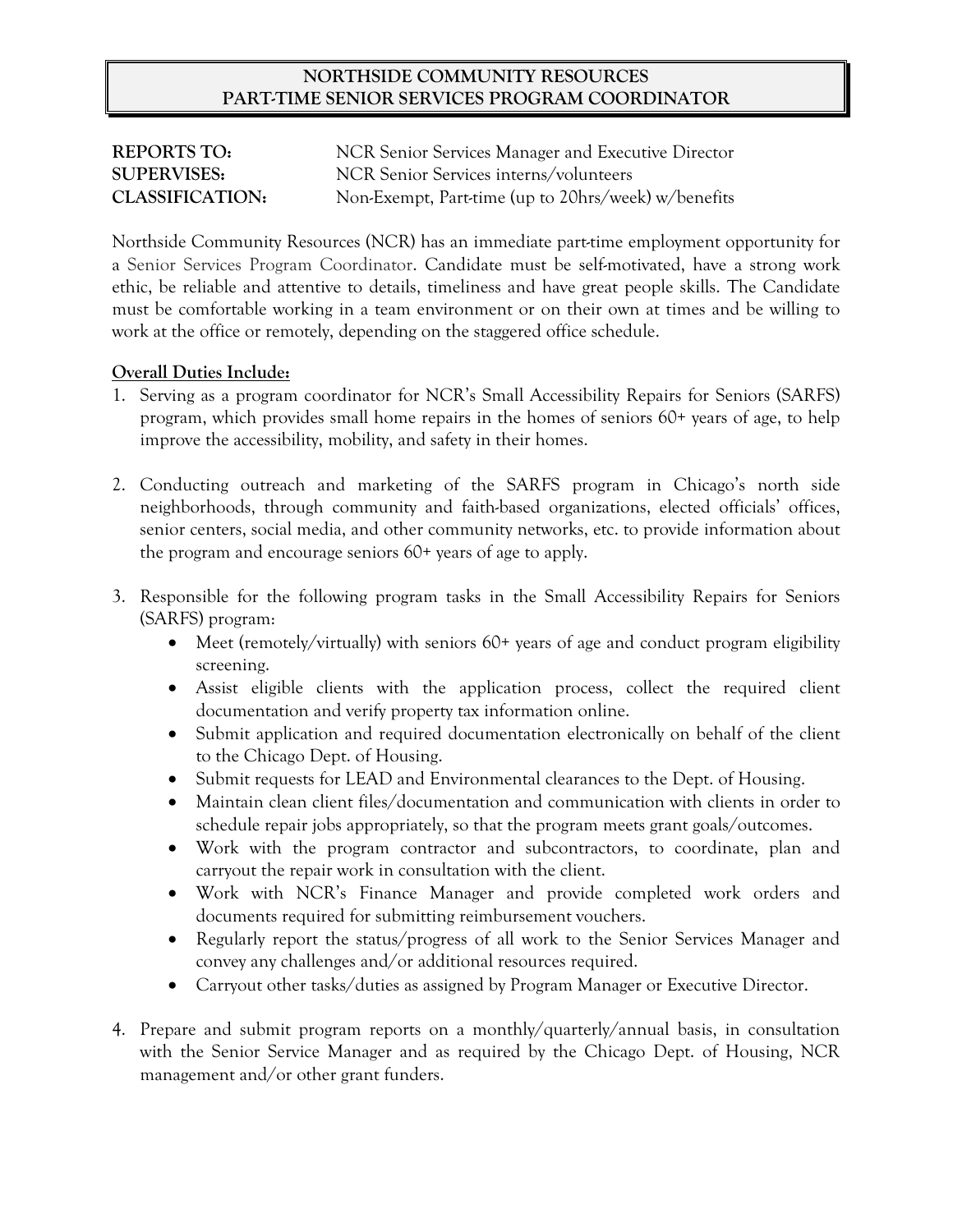# NORTHSIDE COMMUNITY RESOURCES
## PART-TIME SENIOR SERVICES PROGRAM COORDINATOR

| | |
|---|---|
| **REPORTS TO:** | NCR Senior Services Manager and Executive Director |
| **SUPERVISES:** | NCR Senior Services interns/volunteers |
| **CLASSIFICATION:** | Non-Exempt, Part-time (up to 20hrs/week) w/benefits |

Northside Community Resources (NCR) has an immediate part-time employment opportunity for a Senior Services Program Coordinator. Candidate must be self-motivated, have a strong work ethic, be reliable and attentive to details, timeliness and have great people skills. The Candidate must be comfortable working in a team environment or on their own at times and be willing to work at the office or remotely, depending on the staggered office schedule.

**<u>Overall Duties Include:</u>**

1. Serving as a program coordinator for NCR's Small Accessibility Repairs for Seniors (SARFS) program, which provides small home repairs in the homes of seniors 60+ years of age, to help improve the accessibility, mobility, and safety in their homes.

2. Conducting outreach and marketing of the SARFS program in Chicago's north side neighborhoods, through community and faith-based organizations, elected officials' offices, senior centers, social media, and other community networks, etc. to provide information about the program and encourage seniors 60+ years of age to apply.

3. Responsible for the following program tasks in the Small Accessibility Repairs for Seniors (SARFS) program:
   - Meet (remotely/virtually) with seniors 60+ years of age and conduct program eligibility screening.
   - Assist eligible clients with the application process, collect the required client documentation and verify property tax information online.
   - Submit application and required documentation electronically on behalf of the client to the Chicago Dept. of Housing.
   - Submit requests for LEAD and Environmental clearances to the Dept. of Housing.
   - Maintain clean client files/documentation and communication with clients in order to schedule repair jobs appropriately, so that the program meets grant goals/outcomes.
   - Work with the program contractor and subcontractors, to coordinate, plan and carryout the repair work in consultation with the client.
   - Work with NCR's Finance Manager and provide completed work orders and documents required for submitting reimbursement vouchers.
   - Regularly report the status/progress of all work to the Senior Services Manager and convey any challenges and/or additional resources required.
   - Carryout other tasks/duties as assigned by Program Manager or Executive Director.

4. Prepare and submit program reports on a monthly/quarterly/annual basis, in consultation with the Senior Service Manager and as required by the Chicago Dept. of Housing, NCR management and/or other grant funders.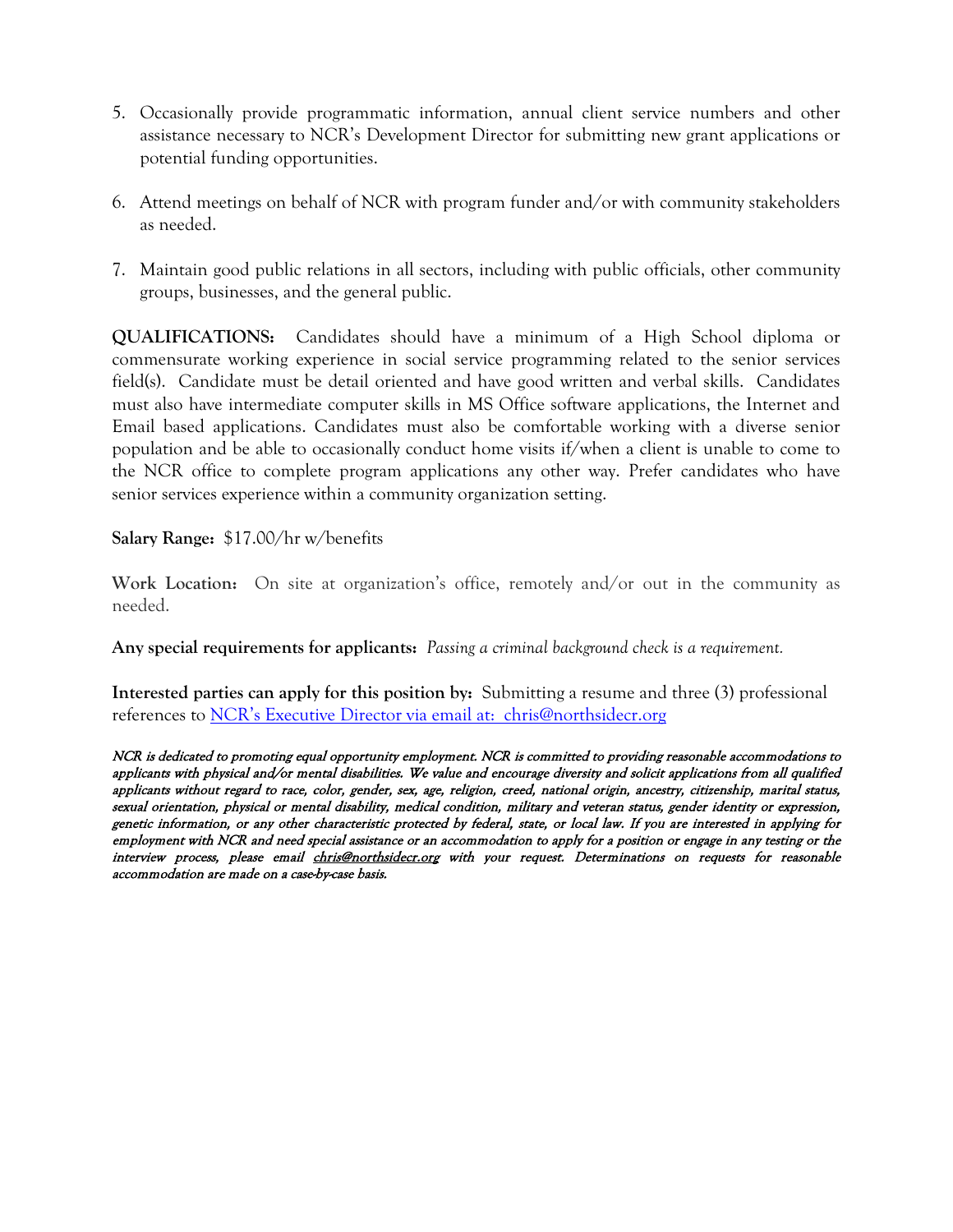5. Occasionally provide programmatic information, annual client service numbers and other assistance necessary to NCR's Development Director for submitting new grant applications or potential funding opportunities.

6. Attend meetings on behalf of NCR with program funder and/or with community stakeholders as needed.

7. Maintain good public relations in all sectors, including with public officials, other community groups, businesses, and the general public.

**QUALIFICATIONS:** Candidates should have a minimum of a High School diploma or commensurate working experience in social service programming related to the senior services field(s). Candidate must be detail oriented and have good written and verbal skills. Candidates must also have intermediate computer skills in MS Office software applications, the Internet and Email based applications. Candidates must also be comfortable working with a diverse senior population and be able to occasionally conduct home visits if/when a client is unable to come to the NCR office to complete program applications any other way. Prefer candidates who have senior services experience within a community organization setting.

**Salary Range:** $17.00/hr w/benefits

**Work Location:** On site at organization's office, remotely and/or out in the community as needed.

**Any special requirements for applicants:** *Passing a criminal background check is a requirement.*

**Interested parties can apply for this position by:** Submitting a resume and three (3) professional references to [NCR's Executive Director via email at: chris@northsidecr.org](mailto:chris@northsidecr.org)

***NCR is dedicated to promoting equal opportunity employment. NCR is committed to providing reasonable accommodations to applicants with physical and/or mental disabilities. We value and encourage diversity and solicit applications from all qualified applicants without regard to race, color, gender, sex, age, religion, creed, national origin, ancestry, citizenship, marital status, sexual orientation, physical or mental disability, medical condition, military and veteran status, gender identity or expression, genetic information, or any other characteristic protected by federal, state, or local law. If you are interested in applying for employment with NCR and need special assistance or an accommodation to apply for a position or engage in any testing or the interview process, please email [chris@northsidecr.org](mailto:chris@northsidecr.org) with your request. Determinations on requests for reasonable accommodation are made on a case-by-case basis.***